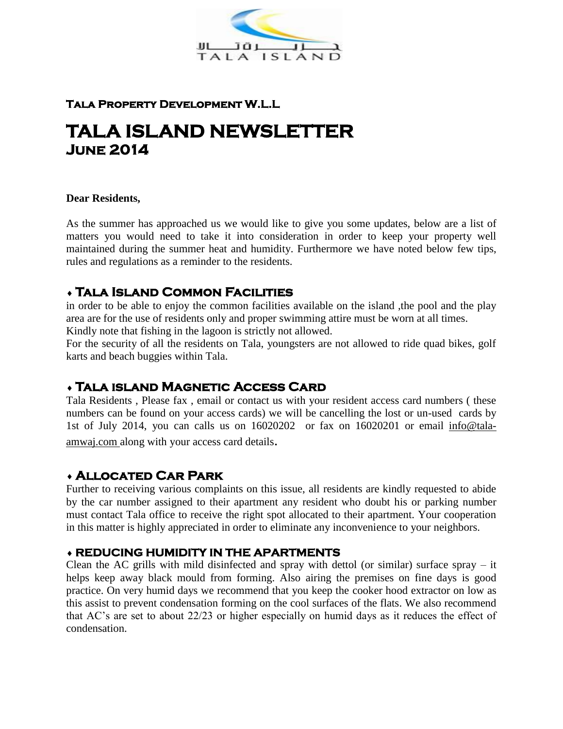TALA ISLAND

**Tala Property Development W.L.L**

# TALA ISLAND NEWSLETTER
## June 2014

**Dear Residents,**

As the summer has approached us we would like to give you some updates, below are a list of matters you would need to take it into consideration in order to keep your property well maintained during the summer heat and humidity. Furthermore we have noted below few tips, rules and regulations as a reminder to the residents.

### ♦ Tala Island Common Facilities

in order to be able to enjoy the common facilities available on the island ,the pool and the play area are for the use of residents only and proper swimming attire must be worn at all times.
Kindly note that fishing in the lagoon is strictly not allowed.
For the security of all the residents on Tala, youngsters are not allowed to ride quad bikes, golf karts and beach buggies within Tala.

### ♦ Tala island Magnetic Access Card

Tala Residents , Please fax , email or contact us with your resident access card numbers ( these numbers can be found on your access cards) we will be cancelling the lost or un-used cards by 1st of July 2014, you can calls us on 16020202 or fax on 16020201 or email info@tala-amwaj.com along with your access card details.

### ♦ Allocated Car Park

Further to receiving various complaints on this issue, all residents are kindly requested to abide by the car number assigned to their apartment any resident who doubt his or parking number must contact Tala office to receive the right spot allocated to their apartment. Your cooperation in this matter is highly appreciated in order to eliminate any inconvenience to your neighbors.

### ♦ REDUCING HUMIDITY IN THE APARTMENTS

Clean the AC grills with mild disinfected and spray with dettol (or similar) surface spray – it helps keep away black mould from forming. Also airing the premises on fine days is good practice. On very humid days we recommend that you keep the cooker hood extractor on low as this assist to prevent condensation forming on the cool surfaces of the flats. We also recommend that AC's are set to about 22/23 or higher especially on humid days as it reduces the effect of condensation.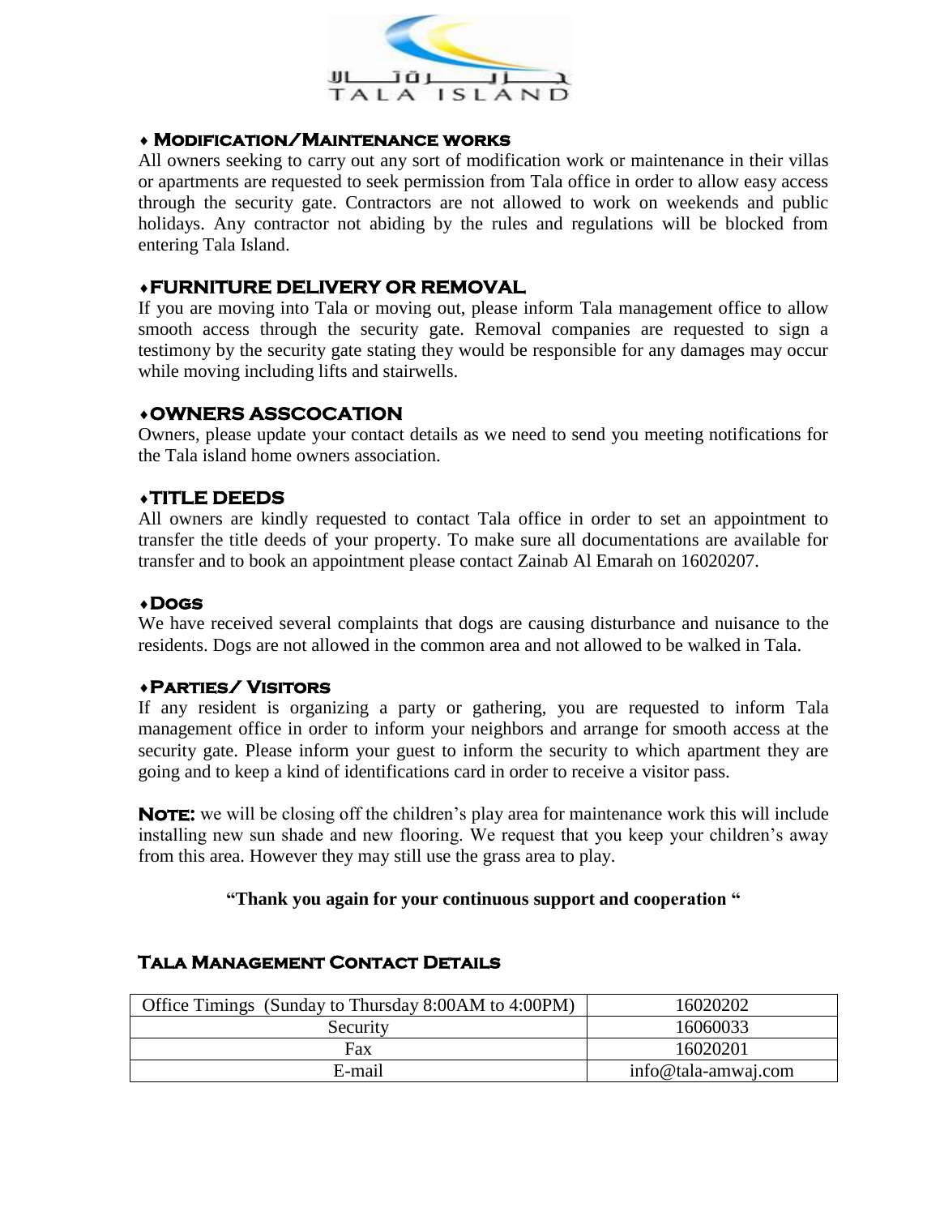TALA ISLAND

### ♦ Modification/Maintenance works

All owners seeking to carry out any sort of modification work or maintenance in their villas or apartments are requested to seek permission from Tala office in order to allow easy access through the security gate. Contractors are not allowed to work on weekends and public holidays. Any contractor not abiding by the rules and regulations will be blocked from entering Tala Island.

### ♦FURNITURE DELIVERY OR REMOVAL

If you are moving into Tala or moving out, please inform Tala management office to allow smooth access through the security gate. Removal companies are requested to sign a testimony by the security gate stating they would be responsible for any damages may occur while moving including lifts and stairwells.

### ♦OWNERS ASSCOCATION

Owners, please update your contact details as we need to send you meeting notifications for the Tala island home owners association.

### ♦TITLE DEEDS

All owners are kindly requested to contact Tala office in order to set an appointment to transfer the title deeds of your property. To make sure all documentations are available for transfer and to book an appointment please contact Zainab Al Emarah on 16020207.

### ♦Dogs

We have received several complaints that dogs are causing disturbance and nuisance to the residents. Dogs are not allowed in the common area and not allowed to be walked in Tala.

### ♦Parties/ Visitors

If any resident is organizing a party or gathering, you are requested to inform Tala management office in order to inform your neighbors and arrange for smooth access at the security gate. Please inform your guest to inform the security to which apartment they are going and to keep a kind of identifications card in order to receive a visitor pass.

**Note:** we will be closing off the children's play area for maintenance work this will include installing new sun shade and new flooring. We request that you keep your children's away from this area. However they may still use the grass area to play.

**"Thank you again for your continuous support and cooperation "**

### Tala Management Contact Details

| | |
|---|---|
| Office Timings (Sunday to Thursday 8:00AM to 4:00PM) | 16020202 |
| Security | 16060033 |
| Fax | 16020201 |
| E-mail | info@tala-amwaj.com |